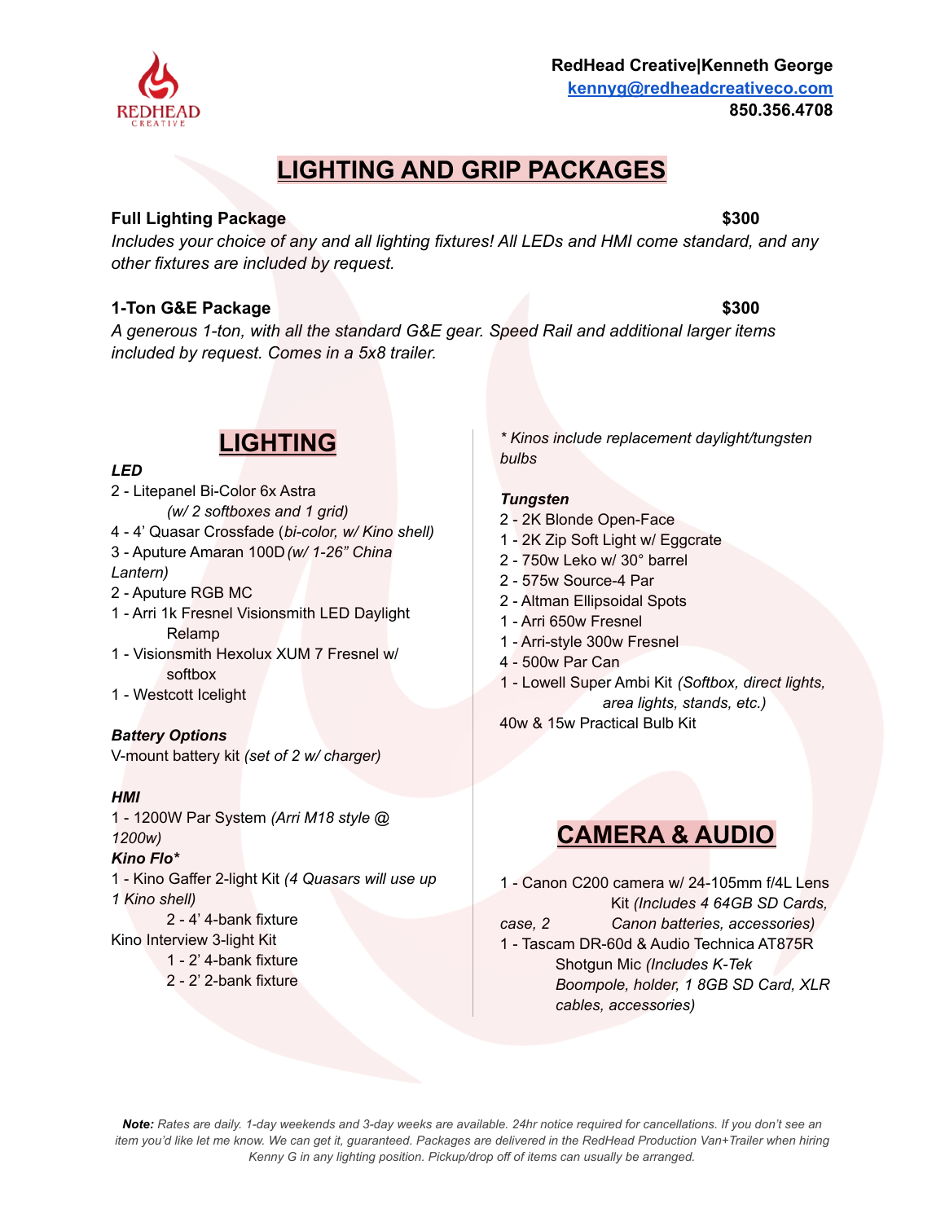**RedHead Creative|Kenneth George**
kennyg@redheadcreativeco.com
**850.356.4708**

# LIGHTING AND GRIP PACKAGES

**Full Lighting Package** **$300**
*Includes your choice of any and all lighting fixtures! All LEDs and HMI come standard, and any other fixtures are included by request.*

**1-Ton G&E Package** **$300**
*A generous 1-ton, with all the standard G&E gear. Speed Rail and additional larger items included by request. Comes in a 5x8 trailer.*

## LIGHTING

***LED***

2 - Litepanel Bi-Color 6x Astra *(w/ 2 softboxes and 1 grid)*
4 - 4' Quasar Crossfade (*bi-color, w/ Kino shell)*
3 - Aputure Amaran 100D *(w/ 1-26" China Lantern)*
2 - Aputure RGB MC
1 - Arri 1k Fresnel Visionsmith LED Daylight Relamp
1 - Visionsmith Hexolux XUM 7 Fresnel w/ softbox
1 - Westcott Icelight

***Battery Options***

V-mount battery kit *(set of 2 w/ charger)*

***HMI***

1 - 1200W Par System *(Arri M18 style @ 1200w)*

***Kino Flo****

1 - Kino Gaffer 2-light Kit *(4 Quasars will use up 1 Kino shell)*
    2 - 4' 4-bank fixture
Kino Interview 3-light Kit
    1 - 2' 4-bank fixture
    2 - 2' 2-bank fixture

** Kinos include replacement daylight/tungsten bulbs*

***Tungsten***

2 - 2K Blonde Open-Face
1 - 2K Zip Soft Light w/ Eggcrate
2 - 750w Leko w/ 30° barrel
2 - 575w Source-4 Par
2 - Altman Ellipsoidal Spots
1 - Arri 650w Fresnel
1 - Arri-style 300w Fresnel
4 - 500w Par Can
1 - Lowell Super Ambi Kit *(Softbox, direct lights, area lights, stands, etc.)*
40w & 15w Practical Bulb Kit

## CAMERA & AUDIO

1 - Canon C200 camera w/ 24-105mm f/4L Lens Kit *(Includes 4 64GB SD Cards, case, 2 Canon batteries, accessories)*
1 - Tascam DR-60d & Audio Technica AT875R Shotgun Mic *(Includes K-Tek Boompole, holder, 1 8GB SD Card, XLR cables, accessories)*

***Note:*** *Rates are daily. 1-day weekends and 3-day weeks are available. 24hr notice required for cancellations. If you don't see an item you'd like let me know. We can get it, guaranteed. Packages are delivered in the RedHead Production Van+Trailer when hiring Kenny G in any lighting position. Pickup/drop off of items can usually be arranged.*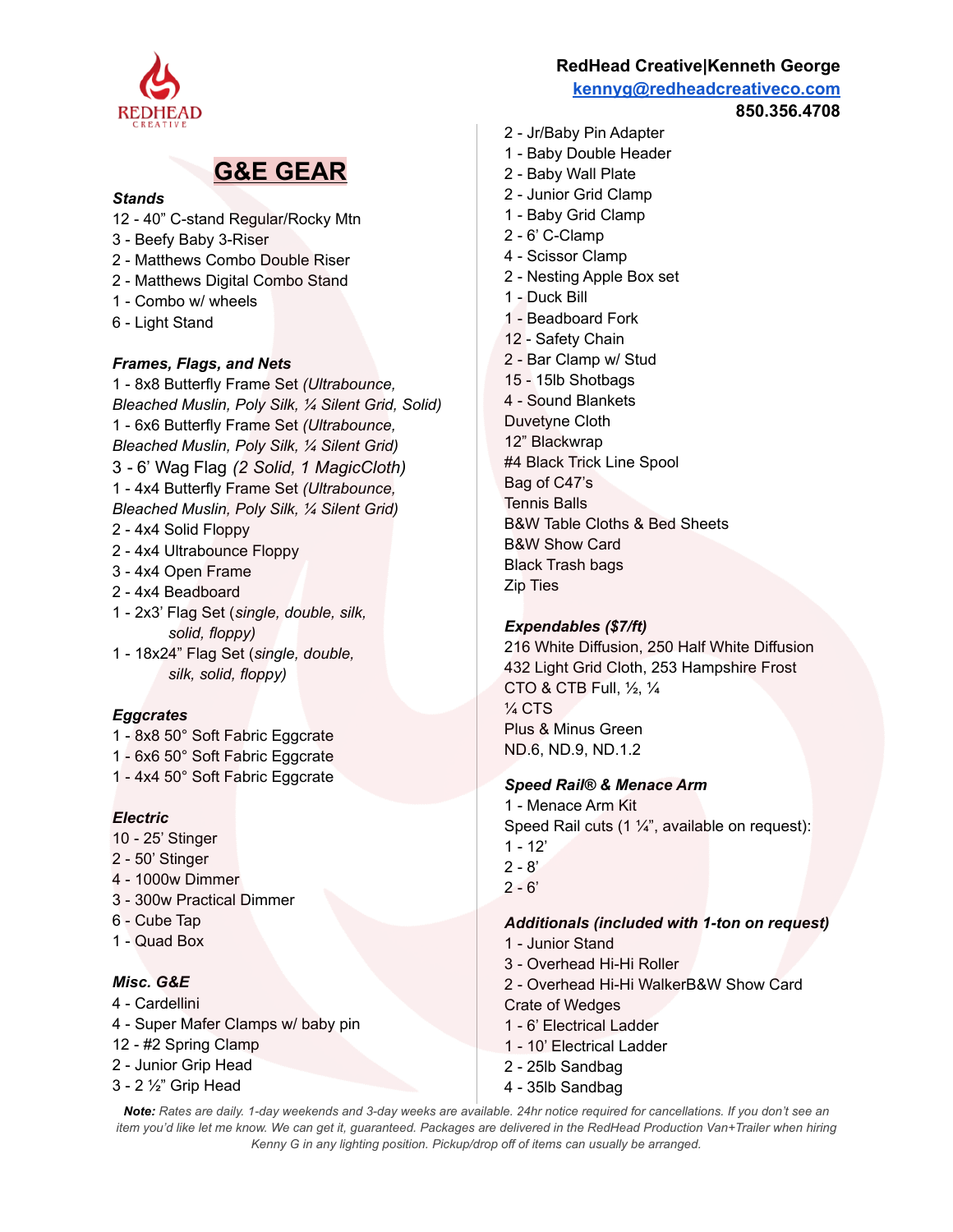**RedHead Creative|Kenneth George**
kennyg@redheadcreativeco.com
**850.356.4708**

# G&E GEAR

***Stands***

12 - 40" C-stand Regular/Rocky Mtn
3 - Beefy Baby 3-Riser
2 - Matthews Combo Double Riser
2 - Matthews Digital Combo Stand
1 - Combo w/ wheels
6 - Light Stand

***Frames, Flags, and Nets***

1 - 8x8 Butterfly Frame Set *(Ultrabounce, Bleached Muslin, Poly Silk, ¼ Silent Grid, Solid)*
1 - 6x6 Butterfly Frame Set *(Ultrabounce, Bleached Muslin, Poly Silk, ¼ Silent Grid)*
3 - 6' Wag Flag *(2 Solid, 1 MagicCloth)*
1 - 4x4 Butterfly Frame Set *(Ultrabounce, Bleached Muslin, Poly Silk, ¼ Silent Grid)*
2 - 4x4 Solid Floppy
2 - 4x4 Ultrabounce Floppy
3 - 4x4 Open Frame
2 - 4x4 Beadboard
1 - 2x3' Flag Set (*single, double, silk, solid, floppy)*
1 - 18x24" Flag Set (*single, double, silk, solid, floppy)*

***Eggcrates***

1 - 8x8 50° Soft Fabric Eggcrate
1 - 6x6 50° Soft Fabric Eggcrate
1 - 4x4 50° Soft Fabric Eggcrate

***Electric***

10 - 25' Stinger
2 - 50' Stinger
4 - 1000w Dimmer
3 - 300w Practical Dimmer
6 - Cube Tap
1 - Quad Box

***Misc. G&E***

4 - Cardellini
4 - Super Mafer Clamps w/ baby pin
12 - #2 Spring Clamp
2 - Junior Grip Head
3 - 2 ½" Grip Head
2 - Jr/Baby Pin Adapter
1 - Baby Double Header
2 - Baby Wall Plate
2 - Junior Grid Clamp
1 - Baby Grid Clamp
2 - 6' C-Clamp
4 - Scissor Clamp
2 - Nesting Apple Box set
1 - Duck Bill
1 - Beadboard Fork
12 - Safety Chain
2 - Bar Clamp w/ Stud
15 - 15lb Shotbags
4 - Sound Blankets
Duvetyne Cloth
12" Blackwrap
#4 Black Trick Line Spool
Bag of C47's
Tennis Balls
B&W Table Cloths & Bed Sheets
B&W Show Card
Black Trash bags
Zip Ties

***Expendables ($7/ft)***

216 White Diffusion, 250 Half White Diffusion
432 Light Grid Cloth, 253 Hampshire Frost
CTO & CTB Full, ½, ¼
¼ CTS
Plus & Minus Green
ND.6, ND.9, ND.1.2

***Speed Rail® & Menace Arm***

1 - Menace Arm Kit
Speed Rail cuts (1 ¼", available on request):
1 - 12'
2 - 8'
2 - 6'

***Additionals (included with 1-ton on request)***

1 - Junior Stand
3 - Overhead Hi-Hi Roller
2 - Overhead Hi-Hi WalkerB&W Show Card
Crate of Wedges
1 - 6' Electrical Ladder
1 - 10' Electrical Ladder
2 - 25lb Sandbag
4 - 35lb Sandbag

***Note:*** *Rates are daily. 1-day weekends and 3-day weeks are available. 24hr notice required for cancellations. If you don't see an item you'd like let me know. We can get it, guaranteed. Packages are delivered in the RedHead Production Van+Trailer when hiring Kenny G in any lighting position. Pickup/drop off of items can usually be arranged.*